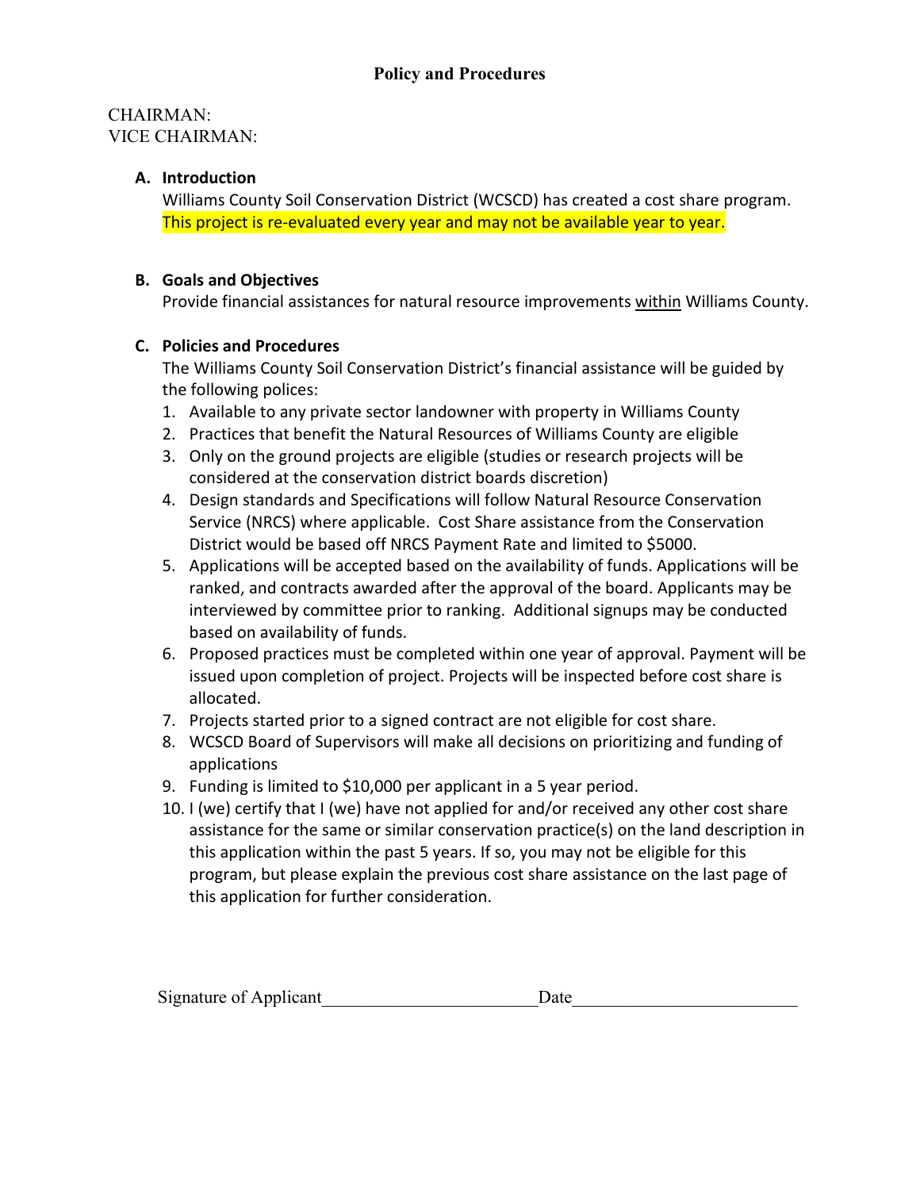# Policy and Procedures

CHAIRMAN:
VICE CHAIRMAN:

**A. Introduction**

Williams County Soil Conservation District (WCSCD) has created a cost share program. This project is re-evaluated every year and may not be available year to year.

**B. Goals and Objectives**

Provide financial assistances for natural resource improvements <u>within</u> Williams County.

**C. Policies and Procedures**

The Williams County Soil Conservation District's financial assistance will be guided by the following polices:

1. Available to any private sector landowner with property in Williams County
2. Practices that benefit the Natural Resources of Williams County are eligible
3. Only on the ground projects are eligible (studies or research projects will be considered at the conservation district boards discretion)
4. Design standards and Specifications will follow Natural Resource Conservation Service (NRCS) where applicable. Cost Share assistance from the Conservation District would be based off NRCS Payment Rate and limited to $5000.
5. Applications will be accepted based on the availability of funds. Applications will be ranked, and contracts awarded after the approval of the board. Applicants may be interviewed by committee prior to ranking. Additional signups may be conducted based on availability of funds.
6. Proposed practices must be completed within one year of approval. Payment will be issued upon completion of project. Projects will be inspected before cost share is allocated.
7. Projects started prior to a signed contract are not eligible for cost share.
8. WCSCD Board of Supervisors will make all decisions on prioritizing and funding of applications
9. Funding is limited to $10,000 per applicant in a 5 year period.
10. I (we) certify that I (we) have not applied for and/or received any other cost share assistance for the same or similar conservation practice(s) on the land description in this application within the past 5 years. If so, you may not be eligible for this program, but please explain the previous cost share assistance on the last page of this application for further consideration.

Signature of Applicant\_\_\_\_\_\_\_\_\_\_\_\_\_\_\_\_\_\_\_\_\_\_\_ Date\_\_\_\_\_\_\_\_\_\_\_\_\_\_\_\_\_\_\_\_\_\_\_\_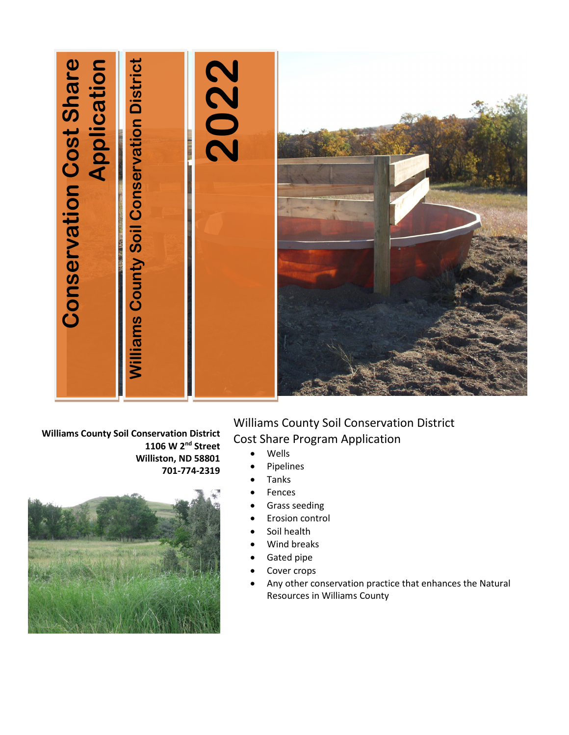# Conservation Cost Share Application

## Williams County Soil Conservation District

# 2022

**Williams County Soil Conservation District**
**1106 W 2nd Street**
**Williston, ND 58801**
**701-774-2319**

Williams County Soil Conservation District
Cost Share Program Application

- Wells
- Pipelines
- Tanks
- Fences
- Grass seeding
- Erosion control
- Soil health
- Wind breaks
- Gated pipe
- Cover crops
- Any other conservation practice that enhances the Natural Resources in Williams County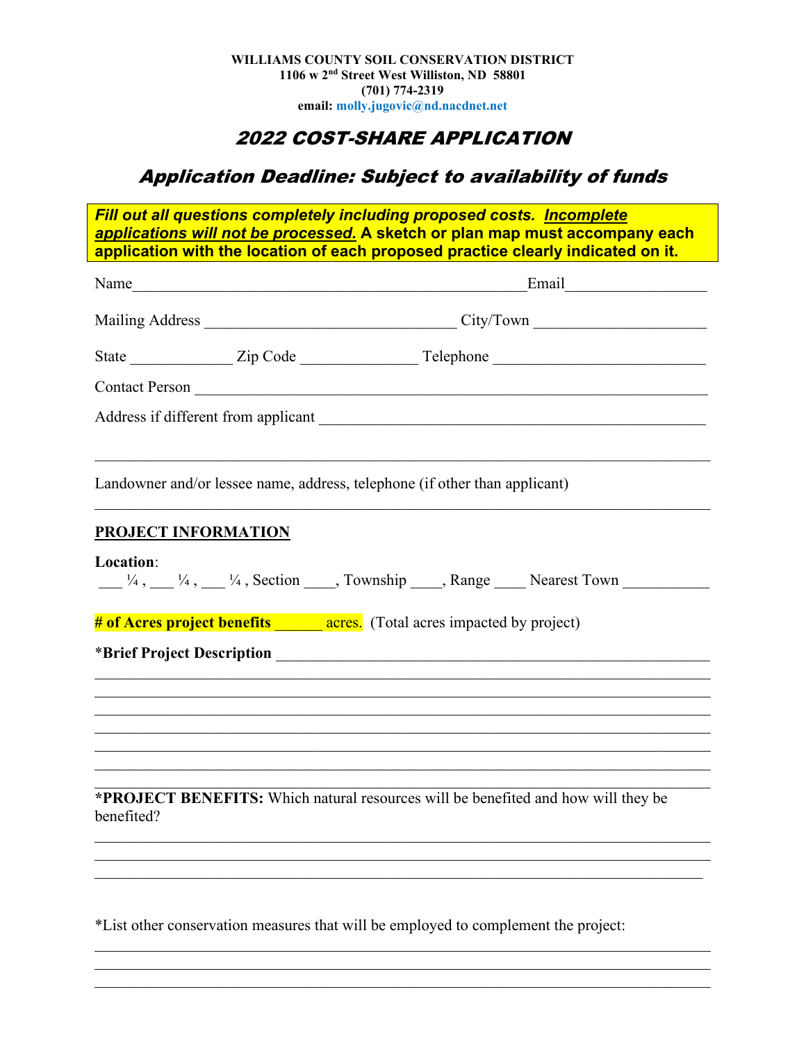**WILLIAMS COUNTY SOIL CONSERVATION DISTRICT**
**1106 w 2nd Street West Williston, ND 58801**
**(701) 774-2319**
**email: molly.jugovic@nd.nacdnet.net**

## *2022 COST-SHARE APPLICATION*

## *Application Deadline: Subject to availability of funds*

***Fill out all questions completely including proposed costs. Incomplete applications will not be processed.*** **A sketch or plan map must accompany each application with the location of each proposed practice clearly indicated on it.**

Name__________________________________________________Email__________________

Mailing Address ________________________________ City/Town _____________________

State _____________ Zip Code _______________ Telephone ___________________________

Contact Person ___________________________________________________________________

Address if different from applicant _________________________________________________

_________________________________________________________________________________

Landowner and/or lessee name, address, telephone (if other than applicant)

_________________________________________________________________________________

**PROJECT INFORMATION**

**Location**:
___ ¼ , ___ ¼ , ___ ¼ , Section ____, Township ____, Range ____ Nearest Town ___________

**# of Acres project benefits** ______ acres. (Total acres impacted by project)

***Brief Project Description** ___________________________________________________________

_________________________________________________________________________________
_________________________________________________________________________________
_________________________________________________________________________________
_________________________________________________________________________________
_________________________________________________________________________________
_________________________________________________________________________________
_________________________________________________________________________________

***PROJECT BENEFITS:** Which natural resources will be benefited and how will they be benefited?

_________________________________________________________________________________
_________________________________________________________________________________
_________________________________________________________________________________

*List other conservation measures that will be employed to complement the project:

_________________________________________________________________________________
_________________________________________________________________________________
_________________________________________________________________________________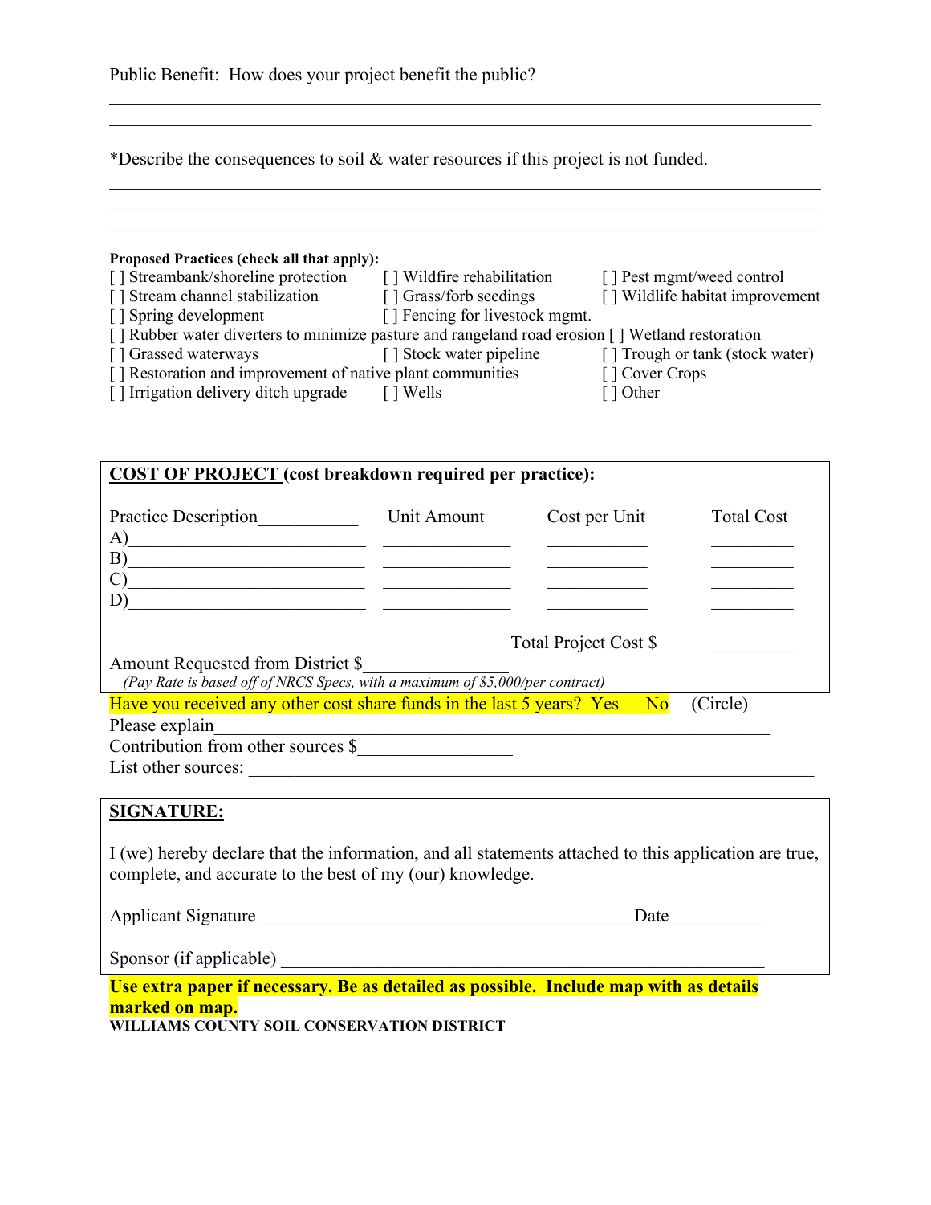Public Benefit: How does your project benefit the public?

\_\_\_\_\_\_\_\_\_\_\_\_\_\_\_\_\_\_\_\_\_\_\_\_\_\_\_\_\_\_\_\_\_\_\_\_\_\_\_\_\_\_\_\_\_\_\_\_\_\_\_\_\_\_\_\_\_\_\_\_\_\_\_\_\_\_\_\_\_\_\_\_\_\_\_\_
\_\_\_\_\_\_\_\_\_\_\_\_\_\_\_\_\_\_\_\_\_\_\_\_\_\_\_\_\_\_\_\_\_\_\_\_\_\_\_\_\_\_\_\_\_\_\_\_\_\_\_\_\_\_\_\_\_\_\_\_\_\_\_\_\_\_\_\_\_\_\_\_\_\_\_\_

*Describe the consequences to soil & water resources if this project is not funded.

\_\_\_\_\_\_\_\_\_\_\_\_\_\_\_\_\_\_\_\_\_\_\_\_\_\_\_\_\_\_\_\_\_\_\_\_\_\_\_\_\_\_\_\_\_\_\_\_\_\_\_\_\_\_\_\_\_\_\_\_\_\_\_\_\_\_\_\_\_\_\_\_\_\_\_\_
\_\_\_\_\_\_\_\_\_\_\_\_\_\_\_\_\_\_\_\_\_\_\_\_\_\_\_\_\_\_\_\_\_\_\_\_\_\_\_\_\_\_\_\_\_\_\_\_\_\_\_\_\_\_\_\_\_\_\_\_\_\_\_\_\_\_\_\_\_\_\_\_\_\_\_\_
\_\_\_\_\_\_\_\_\_\_\_\_\_\_\_\_\_\_\_\_\_\_\_\_\_\_\_\_\_\_\_\_\_\_\_\_\_\_\_\_\_\_\_\_\_\_\_\_\_\_\_\_\_\_\_\_\_\_\_\_\_\_\_\_\_\_\_\_\_\_\_\_\_\_\_\_

**Proposed Practices (check all that apply):**

[ ] Streambank/shoreline protection
[ ] Wildfire rehabilitation
[ ] Pest mgmt/weed control
[ ] Stream channel stabilization
[ ] Grass/forb seedings
[ ] Wildlife habitat improvement
[ ] Spring development
[ ] Fencing for livestock mgmt.
[ ] Rubber water diverters to minimize pasture and rangeland road erosion
[ ] Wetland restoration
[ ] Grassed waterways
[ ] Stock water pipeline
[ ] Trough or tank (stock water)
[ ] Restoration and improvement of native plant communities
[ ] Cover Crops
[ ] Irrigation delivery ditch upgrade
[ ] Wells
[ ] Other

**COST OF PROJECT (cost breakdown required per practice):**

| Practice Description | Unit Amount | Cost per Unit | Total Cost |
|---|---|---|---|
| A) | | | |
| B) | | | |
| C) | | | |
| D) | | | |
| | | Total Project Cost $ | |

Amount Requested from District $\_\_\_\_\_\_\_\_\_\_\_\_\_\_\_\_
*(Pay Rate is based off of NRCS Specs, with a maximum of $5,000/per contract)*

Have you received any other cost share funds in the last 5 years? Yes No (Circle)

Please explain\_\_\_\_\_\_\_\_\_\_\_\_\_\_\_\_\_\_\_\_\_\_\_\_\_\_\_\_\_\_\_\_\_\_\_\_\_\_\_\_\_\_\_\_\_\_\_\_\_\_\_\_\_\_\_\_\_\_\_\_

Contribution from other sources $\_\_\_\_\_\_\_\_\_\_\_\_\_\_\_\_\_

List other sources: \_\_\_\_\_\_\_\_\_\_\_\_\_\_\_\_\_\_\_\_\_\_\_\_\_\_\_\_\_\_\_\_\_\_\_\_\_\_\_\_\_\_\_\_\_\_\_\_\_\_\_\_\_\_\_\_\_

**SIGNATURE:**

I (we) hereby declare that the information, and all statements attached to this application are true, complete, and accurate to the best of my (our) knowledge.

Applicant Signature \_\_\_\_\_\_\_\_\_\_\_\_\_\_\_\_\_\_\_\_\_\_\_\_\_\_\_\_\_\_\_\_\_\_\_\_\_\_\_\_\_Date \_\_\_\_\_\_\_\_\_\_

Sponsor (if applicable) \_\_\_\_\_\_\_\_\_\_\_\_\_\_\_\_\_\_\_\_\_\_\_\_\_\_\_\_\_\_\_\_\_\_\_\_\_\_\_\_\_\_\_\_\_\_\_\_\_\_\_\_

**Use extra paper if necessary. Be as detailed as possible. Include map with as details marked on map.**

**WILLIAMS COUNTY SOIL CONSERVATION DISTRICT**